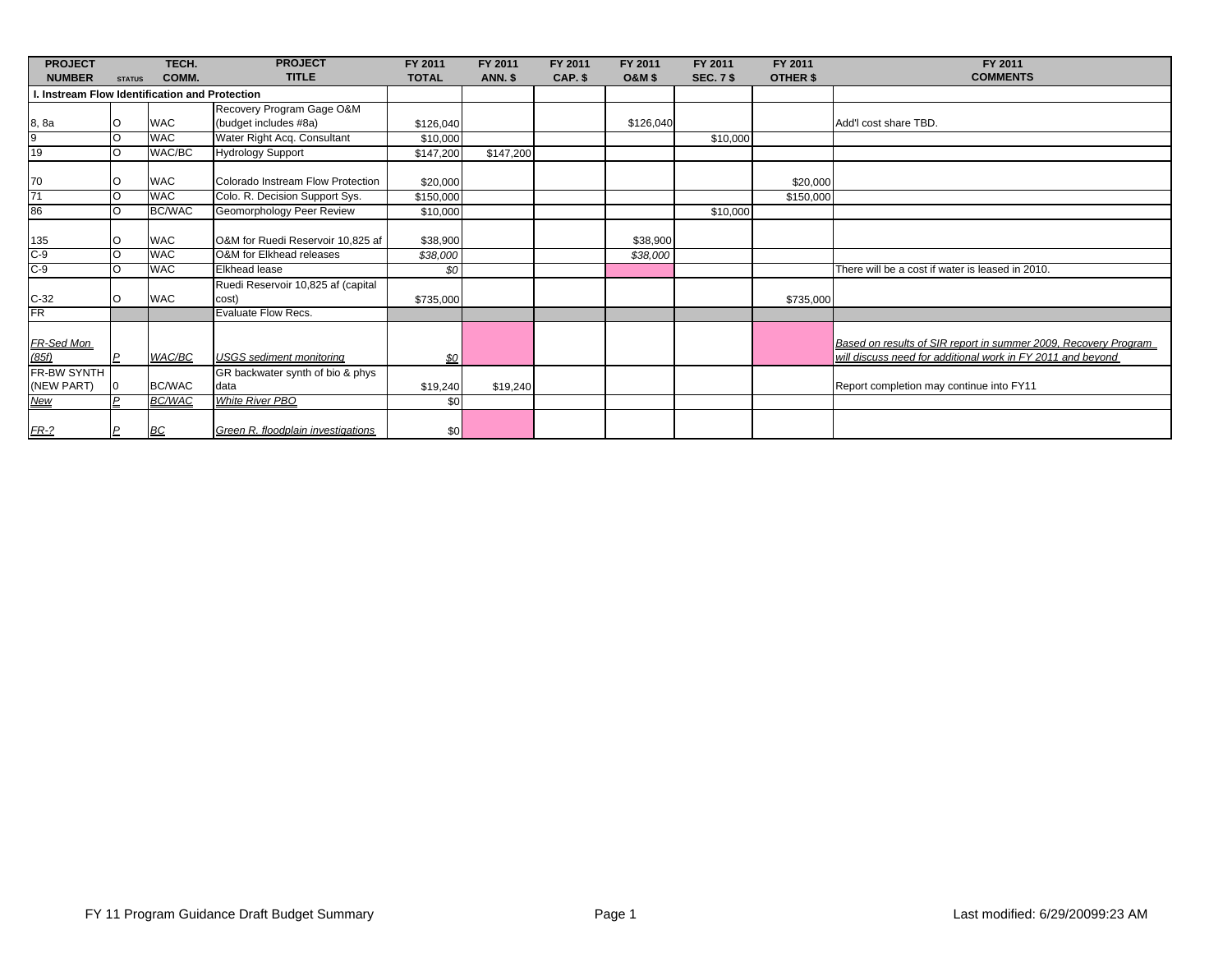| PROJECT NUMBER | STATUS | TECH. COMM. | PROJECT TITLE | FY 2011 TOTAL | FY 2011 ANN. $ | FY 2011 CAP. $ | FY 2011 O&M $ | FY 2011 SEC. 7 $ | FY 2011 OTHER $ | FY 2011 COMMENTS |
|---|---|---|---|---|---|---|---|---|---|---|
| **I. Instream Flow Identification and Protection** | | | | | | | | | | |
| 8, 8a | O | WAC | Recovery Program Gage O&M (budget includes #8a) | $126,040 | | | $126,040 | | | Add'l cost share TBD. |
| 9 | O | WAC | Water Right Acq. Consultant | $10,000 | | | | $10,000 | | |
| 19 | O | WAC/BC | Hydrology Support | $147,200 | $147,200 | | | | | |
| 70 | O | WAC | Colorado Instream Flow Protection | $20,000 | | | | | $20,000 | |
| 71 | O | WAC | Colo. R. Decision Support Sys. | $150,000 | | | | | $150,000 | |
| 86 | O | BC/WAC | Geomorphology Peer Review | $10,000 | | | | $10,000 | | |
| 135 | O | WAC | O&M for Ruedi Reservoir 10,825 af | $38,900 | | | $38,900 | | | |
| C-9 | O | WAC | O&M for Elkhead releases | *$38,000* | | | *$38,000* | | | |
| C-9 | O | WAC | Elkhead lease | *$0* | | | | | | There will be a cost if water is leased in 2010. |
| C-32 | O | WAC | Ruedi Reservoir 10,825 af (capital cost) | $735,000 | | | | | $735,000 | |
| FR | | | Evaluate Flow Recs. | | | | | | | |
| *FR-Sed Mon (85f)* | *P* | *WAC/BC* | *USGS sediment monitoring* | *$0* | | | | | | *Based on results of SIR report in summer 2009, Recovery Program will discuss need for additional work in FY 2011 and beyond* |
| FR-BW SYNTH (NEW PART) | 0 | BC/WAC | GR backwater synth of bio & phys data | $19,240 | $19,240 | | | | | Report completion may continue into FY11 |
| *New* | *P* | *BC/WAC* | *White River PBO* | $0 | | | | | | |
| *FR-?* | *P* | *BC* | *Green R. floodplain investigations* | $0 | | | | | | |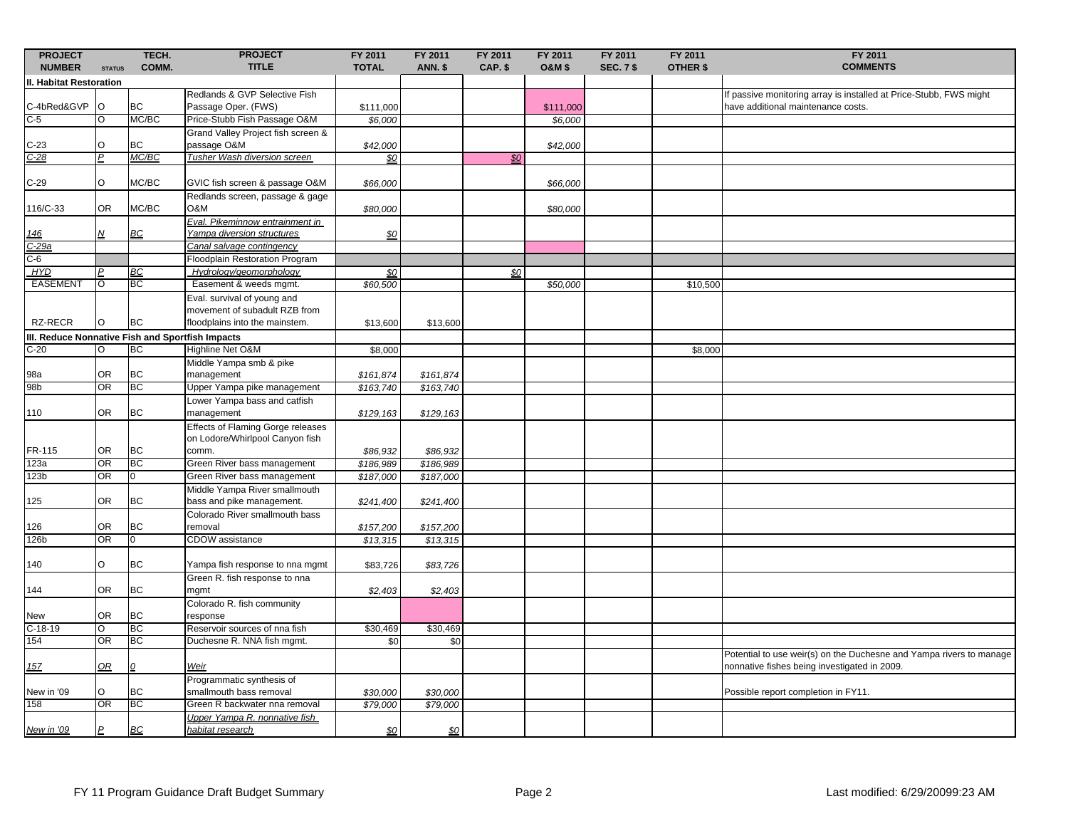| PROJECT NUMBER | STATUS | TECH. COMM. | PROJECT TITLE | FY 2011 TOTAL | FY 2011 ANN. $ | FY 2011 CAP. $ | FY 2011 O&M $ | FY 2011 SEC. 7 $ | FY 2011 OTHER $ | FY 2011 COMMENTS |
|---|---|---|---|---|---|---|---|---|---|---|
| **II. Habitat Restoration** | | | | | | | | | | |
| C-4bRed&GVP | O | BC | Redlands & GVP Selective Fish Passage Oper. (FWS) | $111,000 | | | $111,000 | | | If passive monitoring array is installed at Price-Stubb, FWS might have additional maintenance costs. |
| C-5 | O | MC/BC | Price-Stubb Fish Passage O&M | *$6,000* | | | *$6,000* | | | |
| C-23 | O | BC | Grand Valley Project fish screen & passage O&M | *$42,000* | | | *$42,000* | | | |
| *C-28* | *P* | *MC/BC* | *Tusher Wash diversion screen* | *$0* | | *$0* | | | | |
| C-29 | O | MC/BC | GVIC fish screen & passage O&M | *$66,000* | | | *$66,000* | | | |
| 116/C-33 | OR | MC/BC | Redlands screen, passage & gage O&M | *$80,000* | | | *$80,000* | | | |
| *146* | *N* | *BC* | *Eval. Pikeminnow entrainment in Yampa diversion structures* | *$0* | | | | | | |
| *C-29a* | | | *Canal salvage contingency* | | | | | | | |
| C-6 | | | Floodplain Restoration Program | | | | | | | |
| *HYD* | *P* | *BC* | *Hydrology/geomorphology* | *$0* | | *$0* | | | | |
| EASEMENT | O | BC | Easement & weeds mgmt. | *$60,500* | | | *$50,000* | | $10,500 | |
| RZ-RECR | O | BC | Eval. survival of young and movement of subadult RZB from floodplains into the mainstem. | $13,600 | $13,600 | | | | | |
| **III. Reduce Nonnative Fish and Sportfish Impacts** | | | | | | | | | | |
| C-20 | O | BC | Highline Net O&M | $8,000 | | | | | $8,000 | |
| 98a | OR | BC | Middle Yampa smb & pike management | *$161,874* | *$161,874* | | | | | |
| 98b | OR | BC | Upper Yampa pike management | *$163,740* | *$163,740* | | | | | |
| 110 | OR | BC | Lower Yampa bass and catfish management | *$129,163* | *$129,163* | | | | | |
| FR-115 | OR | BC | Effects of Flaming Gorge releases on Lodore/Whirlpool Canyon fish comm. | *$86,932* | *$86,932* | | | | | |
| 123a | OR | BC | Green River bass management | *$186,989* | *$186,989* | | | | | |
| 123b | OR | 0 | Green River bass management | *$187,000* | *$187,000* | | | | | |
| 125 | OR | BC | Middle Yampa River smallmouth bass and pike management. | *$241,400* | *$241,400* | | | | | |
| 126 | OR | BC | Colorado River smallmouth bass removal | *$157,200* | *$157,200* | | | | | |
| 126b | OR | 0 | CDOW assistance | *$13,315* | *$13,315* | | | | | |
| 140 | O | BC | Yampa fish response to nna mgmt | $83,726 | *$83,726* | | | | | |
| 144 | OR | BC | Green R. fish response to nna mgmt | *$2,403* | *$2,403* | | | | | |
| New | OR | BC | Colorado R. fish community response | | | | | | | |
| C-18-19 | O | BC | Reservoir sources of nna fish | $30,469 | $30,469 | | | | | |
| 154 | OR | BC | Duchesne R. NNA fish mgmt. | $0 | $0 | | | | | |
| *157* | *OR* | *0* | *Weir* | | | | | | | Potential to use weir(s) on the Duchesne and Yampa rivers to manage nonnative fishes being investigated in 2009. |
| New in '09 | O | BC | Programmatic synthesis of smallmouth bass removal | *$30,000* | *$30,000* | | | | | Possible report completion in FY11. |
| 158 | OR | BC | Green R backwater nna removal | *$79,000* | *$79,000* | | | | | |
| *New in '09* | *P* | *BC* | *Upper Yampa R. nonnative fish habitat research* | *$0* | *$0* | | | | | |

FY 11 Program Guidance Draft Budget Summary

Last modified: 6/29/20099:23 AM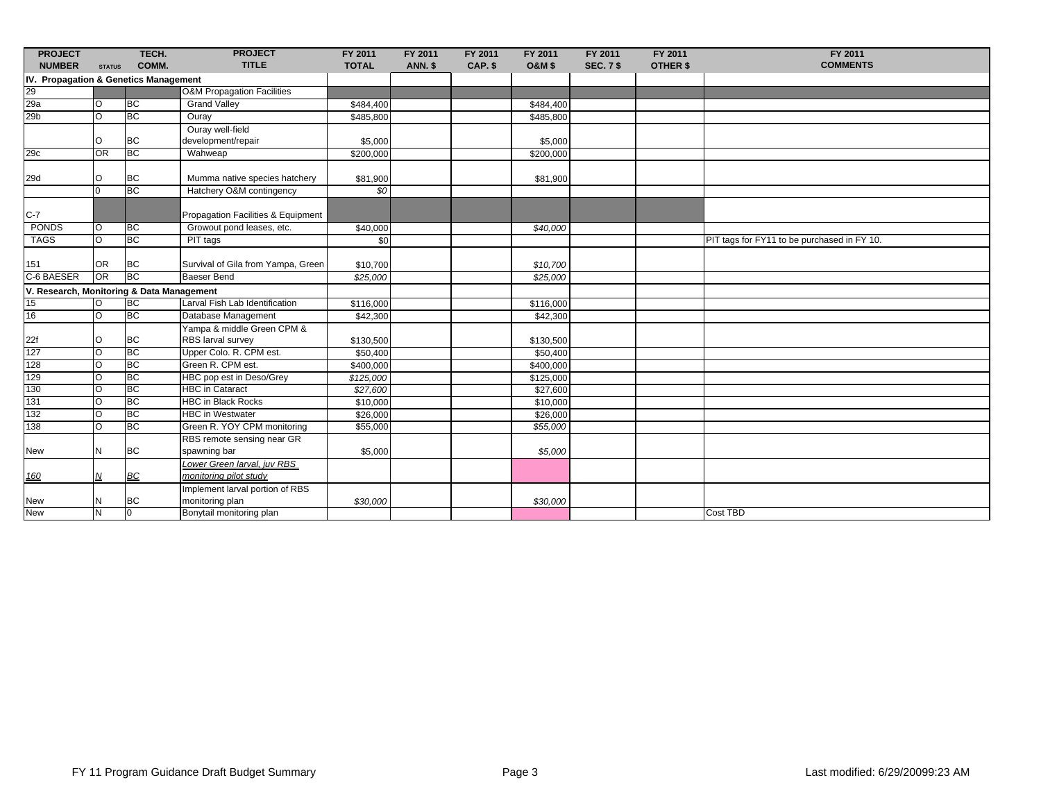| PROJECT NUMBER | STATUS | TECH. COMM. | PROJECT TITLE | FY 2011 TOTAL | FY 2011 ANN. $ | FY 2011 CAP. $ | FY 2011 O&M $ | FY 2011 SEC. 7 $ | FY 2011 OTHER $ | FY 2011 COMMENTS |
|---|---|---|---|---|---|---|---|---|---|---|
| **IV. Propagation & Genetics Management** | | | | | | | | | | |
| 29 | | | O&M Propagation Facilities | | | | | | | |
| 29a | O | BC | Grand Valley | $484,400 | | | $484,400 | | | |
| 29b | O | BC | Ouray | $485,800 | | | $485,800 | | | |
| | O | BC | Ouray well-field development/repair | $5,000 | | | $5,000 | | | |
| 29c | OR | BC | Wahweap | $200,000 | | | $200,000 | | | |
| 29d | O | BC | Mumma native species hatchery | $81,900 | | | $81,900 | | | |
| | 0 | BC | Hatchery O&M contingency | *$0* | | | | | | |
| C-7 | | | Propagation Facilities & Equipment | | | | | | | |
| PONDS | O | BC | Growout pond leases, etc. | $40,000 | | | *$40,000* | | | |
| TAGS | O | BC | PIT tags | $0 | | | | | | PIT tags for FY11 to be purchased in FY 10. |
| 151 | OR | BC | Survival of Gila from Yampa, Green | $10,700 | | | *$10,700* | | | |
| C-6 BAESER | OR | BC | Baeser Bend | *$25,000* | | | *$25,000* | | | |
| **V. Research, Monitoring & Data Management** | | | | | | | | | | |
| 15 | O | BC | Larval Fish Lab Identification | $116,000 | | | $116,000 | | | |
| 16 | O | BC | Database Management | $42,300 | | | $42,300 | | | |
| 22f | O | BC | Yampa & middle Green CPM & RBS larval survey | $130,500 | | | $130,500 | | | |
| 127 | O | BC | Upper Colo. R. CPM est. | $50,400 | | | $50,400 | | | |
| 128 | O | BC | Green R. CPM est. | $400,000 | | | $400,000 | | | |
| 129 | O | BC | HBC pop est in Deso/Grey | *$125,000* | | | $125,000 | | | |
| 130 | O | BC | HBC in Cataract | *$27,600* | | | $27,600 | | | |
| 131 | O | BC | HBC in Black Rocks | $10,000 | | | $10,000 | | | |
| 132 | O | BC | HBC in Westwater | $26,000 | | | $26,000 | | | |
| 138 | O | BC | Green R. YOY CPM monitoring | $55,000 | | | *$55,000* | | | |
| New | N | BC | RBS remote sensing near GR spawning bar | $5,000 | | | *$5,000* | | | |
| *160* | *N* | *BC* | *Lower Green larval, juv RBS monitoring pilot study* | | | | | | | |
| New | N | BC | Implement larval portion of RBS monitoring plan | *$30,000* | | | *$30,000* | | | |
| New | N | 0 | Bonytail monitoring plan | | | | | | | Cost TBD |

FY 11 Program Guidance Draft Budget Summary — Last modified: 6/29/20099:23 AM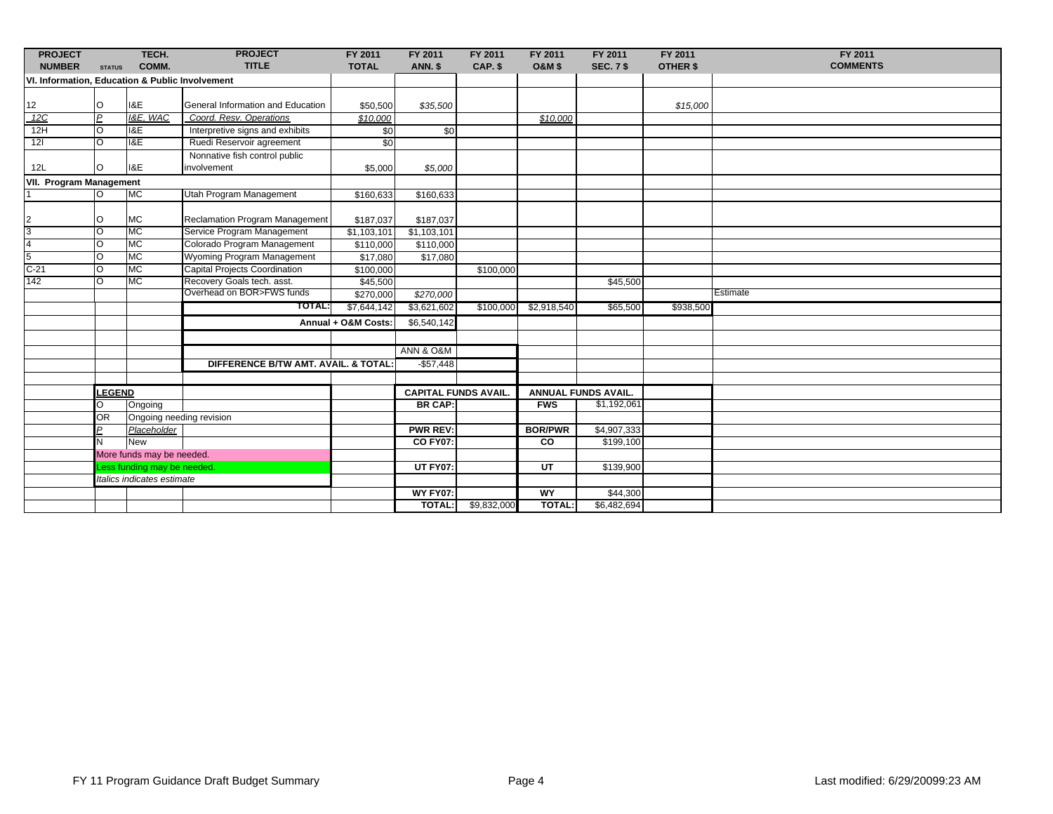| PROJECT NUMBER | STATUS | TECH. COMM. | PROJECT TITLE | FY 2011 TOTAL | FY 2011 ANN. $ | FY 2011 CAP. $ | FY 2011 O&M $ | FY 2011 SEC. 7 $ | FY 2011 OTHER $ | FY 2011 COMMENTS |
|---|---|---|---|---|---|---|---|---|---|---|
| **VI. Information, Education & Public Involvement** | | | | | | | | | | |
| 12 | O | I&E | General Information and Education | $50,500 | *$35,500* | | | | *$15,000* | |
| *12C* | *P* | *I&E, WAC* | *Coord. Resv. Operations* | *$10,000* | | | *$10,000* | | | |
| 12H | O | I&E | Interpretive signs and exhibits | $0 | $0 | | | | | |
| 12I | O | I&E | Ruedi Reservoir agreement | $0 | | | | | | |
| 12L | O | I&E | Nonnative fish control public involvement | $5,000 | *$5,000* | | | | | |
| **VII. Program Management** | | | | | | | | | | |
| 1 | O | MC | Utah Program Management | $160,633 | $160,633 | | | | | |
| 2 | O | MC | Reclamation Program Management | $187,037 | $187,037 | | | | | |
| 3 | O | MC | Service Program Management | $1,103,101 | $1,103,101 | | | | | |
| 4 | O | MC | Colorado Program Management | $110,000 | $110,000 | | | | | |
| 5 | O | MC | Wyoming Program Management | $17,080 | $17,080 | | | | | |
| C-21 | O | MC | Capital Projects Coordination | $100,000 | | $100,000 | | | | |
| 142 | O | MC | Recovery Goals tech. asst. | $45,500 | | | | $45,500 | | |
| | | | Overhead on BOR>FWS funds | $270,000 | *$270,000* | | | | | Estimate |
| | | | **TOTAL:** | $7,644,142 | $3,621,602 | $100,000 | $2,918,540 | $65,500 | $938,500 | |
| | | | | **Annual + O&M Costs:** | $6,540,142 | | | | | |
| | | | | | ANN & O&M | | | | | |
| | | | **DIFFERENCE B/TW AMT. AVAIL. & TOTAL:** | | -$57,448 | | | | | |
| | **LEGEND** | | | | **CAPITAL FUNDS AVAIL.** | | **ANNUAL FUNDS AVAIL.** | | | |
| | O | Ongoing | | | **BR CAP:** | | **FWS** | $1,192,061 | | |
| | OR | Ongoing needing revision | | | | | | | | |
| | *P* | *Placeholder* | | | **PWR REV:** | | **BOR/PWR** | $4,907,333 | | |
| | N | New | | | **CO FY07:** | | **CO** | $199,100 | | |
| | More funds may be needed. | | | | | | | | | |
| | Less funding may be needed. | | | | **UT FY07:** | | **UT** | $139,900 | | |
| | *Italics indicates estimate* | | | | | | | | | |
| | | | | | **WY FY07:** | | **WY** | $44,300 | | |
| | | | | | **TOTAL:** | $9,832,000 | **TOTAL:** | $6,482,694 | | |

FY 11 Program Guidance Draft Budget Summary

Last modified: 6/29/20099:23 AM